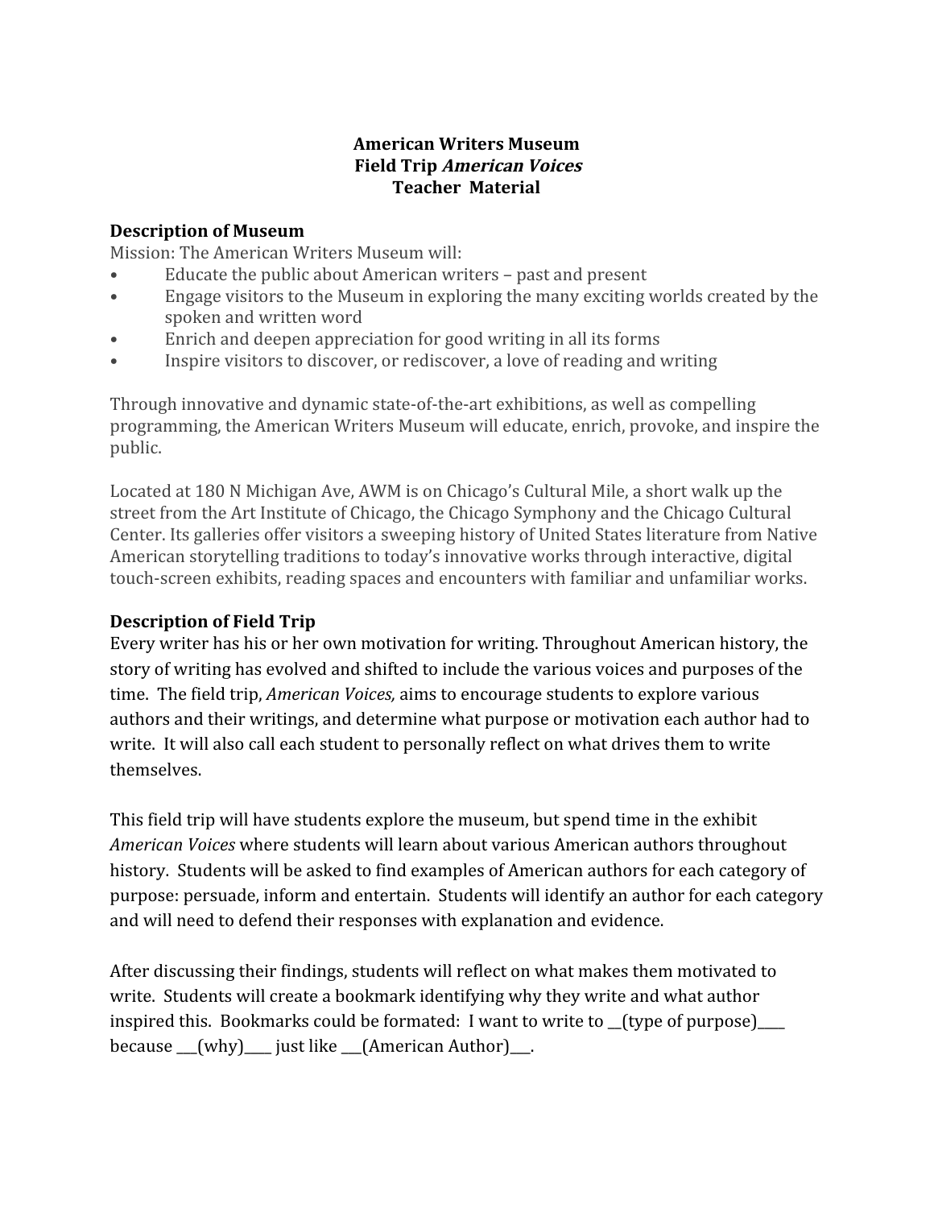**American Writers Museum**
**Field Trip *American Voices***
**Teacher Material**

## Description of Museum

Mission: The American Writers Museum will:

- Educate the public about American writers – past and present
- Engage visitors to the Museum in exploring the many exciting worlds created by the spoken and written word
- Enrich and deepen appreciation for good writing in all its forms
- Inspire visitors to discover, or rediscover, a love of reading and writing

Through innovative and dynamic state-of-the-art exhibitions, as well as compelling programming, the American Writers Museum will educate, enrich, provoke, and inspire the public.

Located at 180 N Michigan Ave, AWM is on Chicago's Cultural Mile, a short walk up the street from the Art Institute of Chicago, the Chicago Symphony and the Chicago Cultural Center. Its galleries offer visitors a sweeping history of United States literature from Native American storytelling traditions to today's innovative works through interactive, digital touch-screen exhibits, reading spaces and encounters with familiar and unfamiliar works.

## Description of Field Trip

Every writer has his or her own motivation for writing. Throughout American history, the story of writing has evolved and shifted to include the various voices and purposes of the time. The field trip, *American Voices,* aims to encourage students to explore various authors and their writings, and determine what purpose or motivation each author had to write. It will also call each student to personally reflect on what drives them to write themselves.

This field trip will have students explore the museum, but spend time in the exhibit *American Voices* where students will learn about various American authors throughout history. Students will be asked to find examples of American authors for each category of purpose: persuade, inform and entertain. Students will identify an author for each category and will need to defend their responses with explanation and evidence.

After discussing their findings, students will reflect on what makes them motivated to write. Students will create a bookmark identifying why they write and what author inspired this. Bookmarks could be formated: I want to write to __(type of purpose)____ because ___(why)____ just like ___(American Author)___.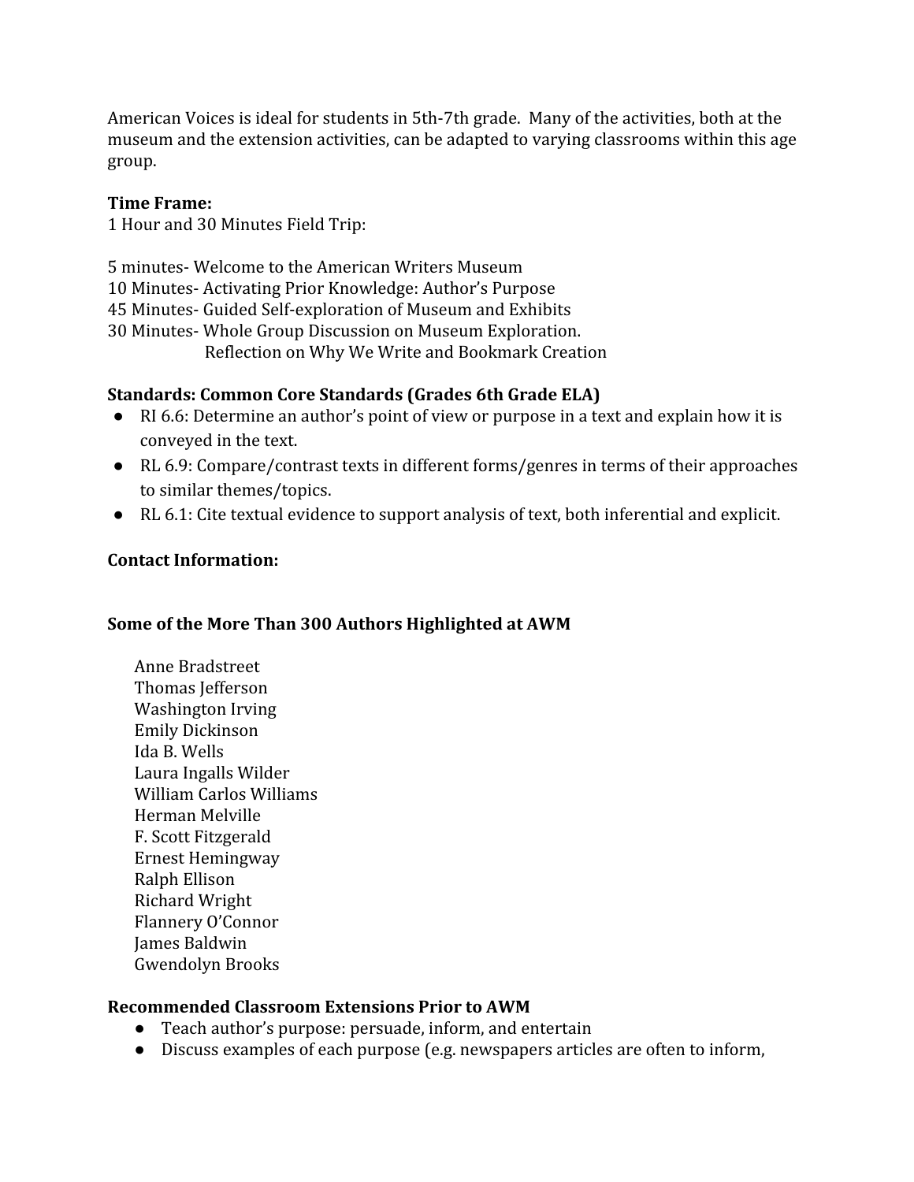American Voices is ideal for students in 5th-7th grade. Many of the activities, both at the museum and the extension activities, can be adapted to varying classrooms within this age group.

**Time Frame:**
1 Hour and 30 Minutes Field Trip:

5 minutes- Welcome to the American Writers Museum
10 Minutes- Activating Prior Knowledge: Author's Purpose
45 Minutes- Guided Self-exploration of Museum and Exhibits
30 Minutes- Whole Group Discussion on Museum Exploration.
Reflection on Why We Write and Bookmark Creation

**Standards: Common Core Standards (Grades 6th Grade ELA)**

- RI 6.6: Determine an author's point of view or purpose in a text and explain how it is conveyed in the text.
- RL 6.9: Compare/contrast texts in different forms/genres in terms of their approaches to similar themes/topics.
- RL 6.1: Cite textual evidence to support analysis of text, both inferential and explicit.

**Contact Information:**

**Some of the More Than 300 Authors Highlighted at AWM**

Anne Bradstreet
Thomas Jefferson
Washington Irving
Emily Dickinson
Ida B. Wells
Laura Ingalls Wilder
William Carlos Williams
Herman Melville
F. Scott Fitzgerald
Ernest Hemingway
Ralph Ellison
Richard Wright
Flannery O'Connor
James Baldwin
Gwendolyn Brooks

**Recommended Classroom Extensions Prior to AWM**

- Teach author's purpose: persuade, inform, and entertain
- Discuss examples of each purpose (e.g. newspapers articles are often to inform,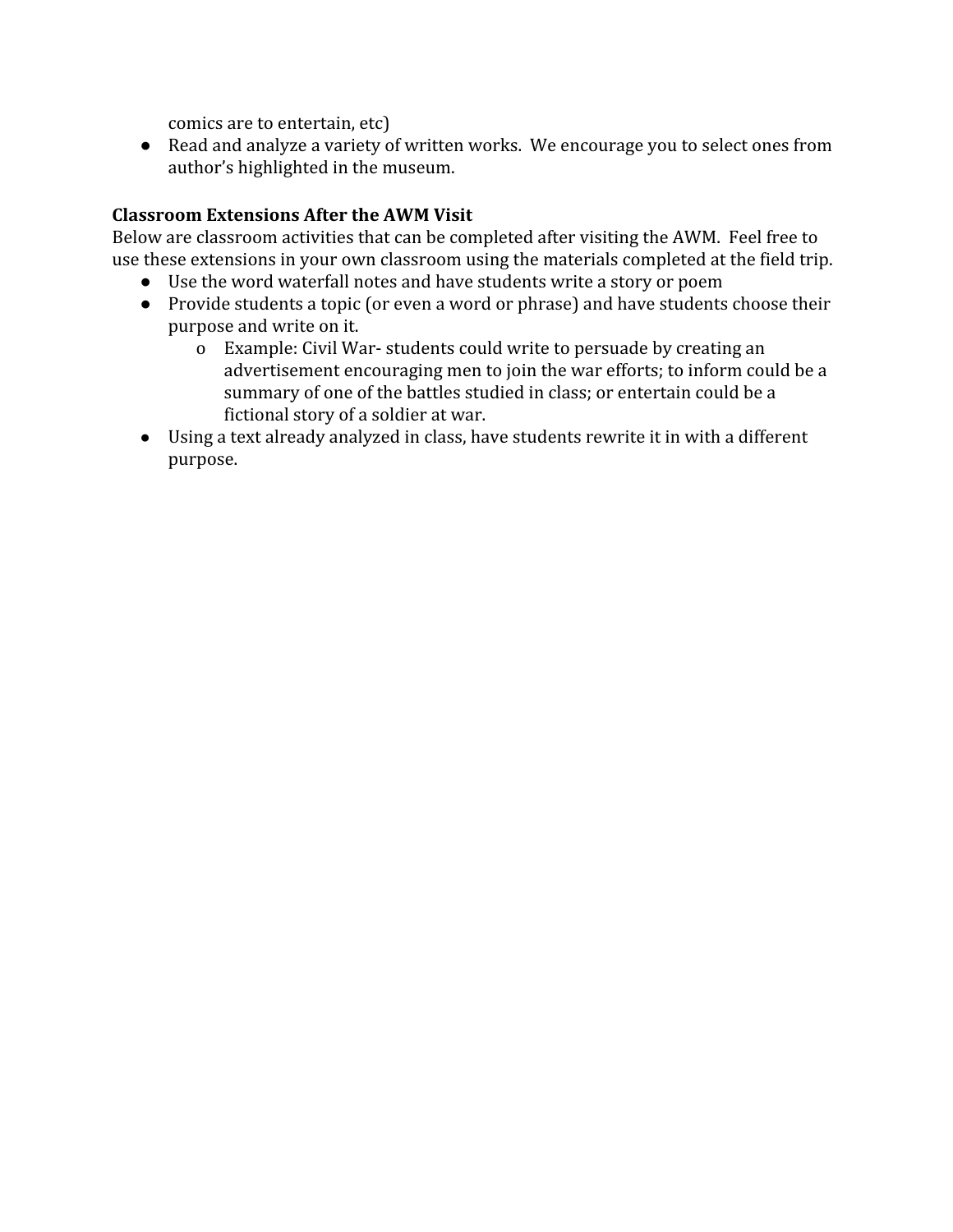comics are to entertain, etc)

- Read and analyze a variety of written works. We encourage you to select ones from author's highlighted in the museum.

**Classroom Extensions After the AWM Visit**

Below are classroom activities that can be completed after visiting the AWM. Feel free to use these extensions in your own classroom using the materials completed at the field trip.

- Use the word waterfall notes and have students write a story or poem
- Provide students a topic (or even a word or phrase) and have students choose their purpose and write on it.
  - Example: Civil War- students could write to persuade by creating an advertisement encouraging men to join the war efforts; to inform could be a summary of one of the battles studied in class; or entertain could be a fictional story of a soldier at war.
- Using a text already analyzed in class, have students rewrite it in with a different purpose.